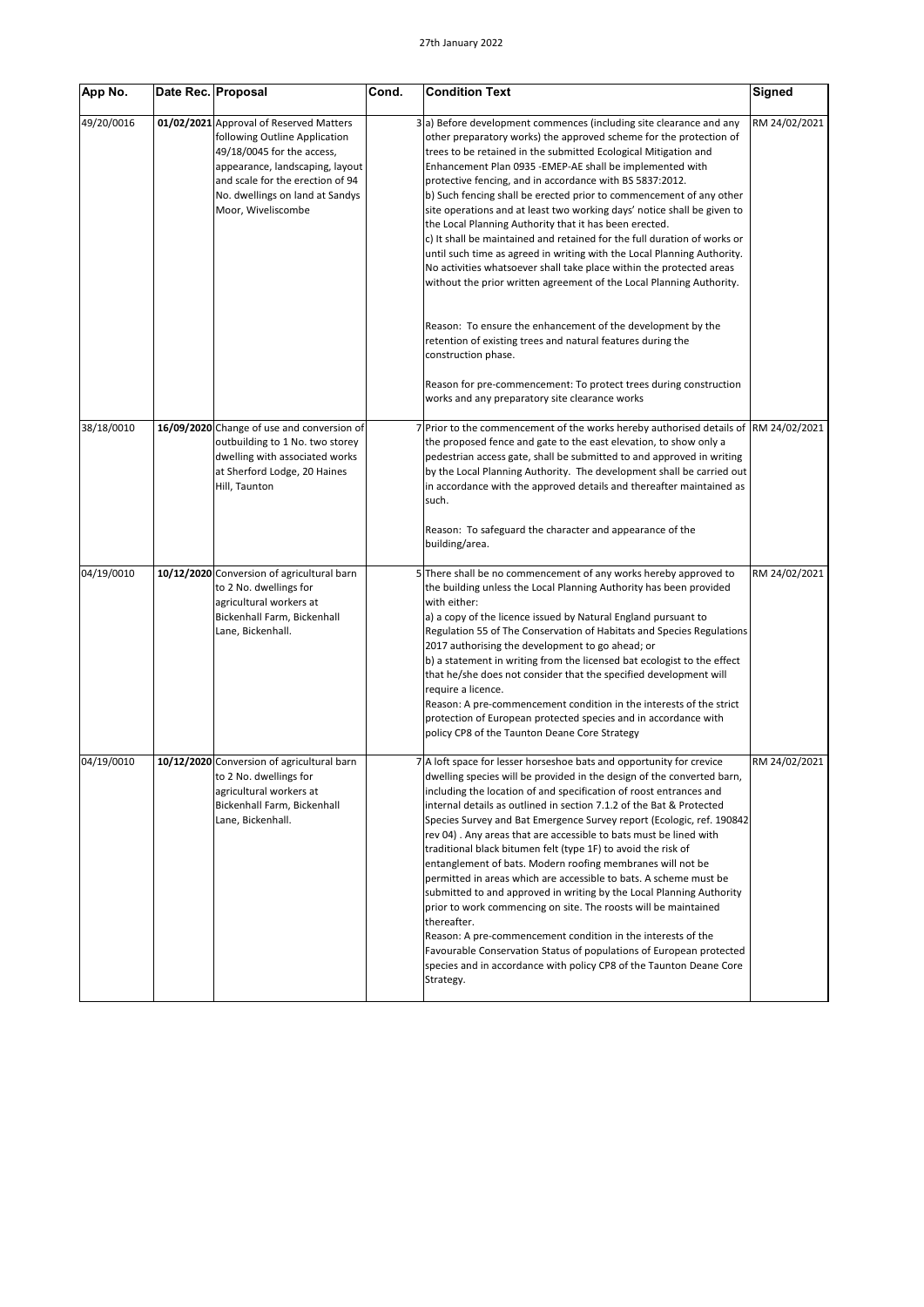27th January 2022

| App No. | Date Rec. | Proposal | Cond. | Condition Text | Signed |
|---|---|---|---|---|---|
| 49/20/0016 | **01/02/2021** | Approval of Reserved Matters following Outline Application 49/18/0045 for the access, appearance, landscaping, layout and scale for the erection of 94 No. dwellings on land at Sandys Moor, Wiveliscombe | 3 | a) Before development commences (including site clearance and any other preparatory works) the approved scheme for the protection of trees to be retained in the submitted Ecological Mitigation and Enhancement Plan 0935 -EMEP-AE shall be implemented with protective fencing, and in accordance with BS 5837:2012.<br>b) Such fencing shall be erected prior to commencement of any other site operations and at least two working days' notice shall be given to the Local Planning Authority that it has been erected.<br>c) It shall be maintained and retained for the full duration of works or until such time as agreed in writing with the Local Planning Authority. No activities whatsoever shall take place within the protected areas without the prior written agreement of the Local Planning Authority.<br><br>Reason: To ensure the enhancement of the development by the retention of existing trees and natural features during the construction phase.<br><br>Reason for pre-commencement: To protect trees during construction works and any preparatory site clearance works | RM 24/02/2021 |
| 38/18/0010 | **16/09/2020** | Change of use and conversion of outbuilding to 1 No. two storey dwelling with associated works at Sherford Lodge, 20 Haines Hill, Taunton | 7 | Prior to the commencement of the works hereby authorised details of the proposed fence and gate to the east elevation, to show only a pedestrian access gate, shall be submitted to and approved in writing by the Local Planning Authority. The development shall be carried out in accordance with the approved details and thereafter maintained as such.<br><br>Reason: To safeguard the character and appearance of the building/area. | RM 24/02/2021 |
| 04/19/0010 | **10/12/2020** | Conversion of agricultural barn to 2 No. dwellings for agricultural workers at Bickenhall Farm, Bickenhall Lane, Bickenhall. | 5 | There shall be no commencement of any works hereby approved to the building unless the Local Planning Authority has been provided with either:<br>a) a copy of the licence issued by Natural England pursuant to Regulation 55 of The Conservation of Habitats and Species Regulations 2017 authorising the development to go ahead; or<br>b) a statement in writing from the licensed bat ecologist to the effect that he/she does not consider that the specified development will require a licence.<br>Reason: A pre-commencement condition in the interests of the strict protection of European protected species and in accordance with policy CP8 of the Taunton Deane Core Strategy | RM 24/02/2021 |
| 04/19/0010 | **10/12/2020** | Conversion of agricultural barn to 2 No. dwellings for agricultural workers at Bickenhall Farm, Bickenhall Lane, Bickenhall. | 7 | A loft space for lesser horseshoe bats and opportunity for crevice dwelling species will be provided in the design of the converted barn, including the location of and specification of roost entrances and internal details as outlined in section 7.1.2 of the Bat & Protected Species Survey and Bat Emergence Survey report (Ecologic, ref. 190842 rev 04) . Any areas that are accessible to bats must be lined with traditional black bitumen felt (type 1F) to avoid the risk of entanglement of bats. Modern roofing membranes will not be permitted in areas which are accessible to bats. A scheme must be submitted to and approved in writing by the Local Planning Authority prior to work commencing on site. The roosts will be maintained thereafter.<br>Reason: A pre-commencement condition in the interests of the Favourable Conservation Status of populations of European protected species and in accordance with policy CP8 of the Taunton Deane Core Strategy. | RM 24/02/2021 |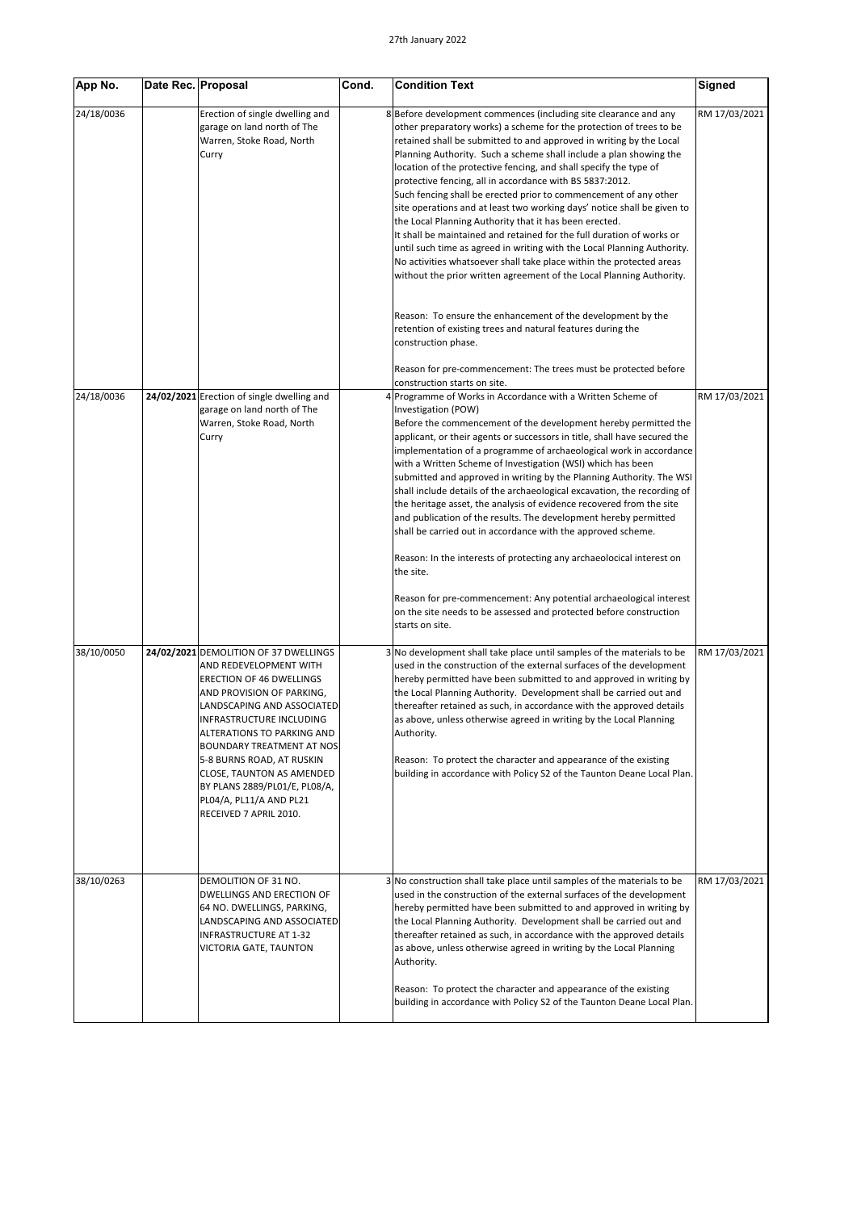| App No. | Date Rec. | Proposal | Cond. | Condition Text | Signed |
|---|---|---|---|---|---|
| 24/18/0036 | | Erection of single dwelling and garage on land north of The Warren, Stoke Road, North Curry | 8 | Before development commences (including site clearance and any other preparatory works) a scheme for the protection of trees to be retained shall be submitted to and approved in writing by the Local Planning Authority. Such a scheme shall include a plan showing the location of the protective fencing, and shall specify the type of protective fencing, all in accordance with BS 5837:2012.<br>Such fencing shall be erected prior to commencement of any other site operations and at least two working days' notice shall be given to the Local Planning Authority that it has been erected.<br>It shall be maintained and retained for the full duration of works or until such time as agreed in writing with the Local Planning Authority. No activities whatsoever shall take place within the protected areas without the prior written agreement of the Local Planning Authority.<br><br>Reason: To ensure the enhancement of the development by the retention of existing trees and natural features during the construction phase.<br><br>Reason for pre-commencement: The trees must be protected before construction starts on site. | RM 17/03/2021 |
| 24/18/0036 | **24/02/2021** | Erection of single dwelling and garage on land north of The Warren, Stoke Road, North Curry | 4 | Programme of Works in Accordance with a Written Scheme of Investigation (POW)<br>Before the commencement of the development hereby permitted the applicant, or their agents or successors in title, shall have secured the implementation of a programme of archaeological work in accordance with a Written Scheme of Investigation (WSI) which has been submitted and approved in writing by the Planning Authority. The WSI shall include details of the archaeological excavation, the recording of the heritage asset, the analysis of evidence recovered from the site and publication of the results. The development hereby permitted shall be carried out in accordance with the approved scheme.<br><br>Reason: In the interests of protecting any archaeolocical interest on the site.<br><br>Reason for pre-commencement: Any potential archaeological interest on the site needs to be assessed and protected before construction starts on site. | RM 17/03/2021 |
| 38/10/0050 | **24/02/2021** | DEMOLITION OF 37 DWELLINGS AND REDEVELOPMENT WITH ERECTION OF 46 DWELLINGS AND PROVISION OF PARKING, LANDSCAPING AND ASSOCIATED INFRASTRUCTURE INCLUDING ALTERATIONS TO PARKING AND BOUNDARY TREATMENT AT NOS 5-8 BURNS ROAD, AT RUSKIN CLOSE, TAUNTON AS AMENDED BY PLANS 2889/PL01/E, PL08/A, PL04/A, PL11/A AND PL21 RECEIVED 7 APRIL 2010. | 3 | No development shall take place until samples of the materials to be used in the construction of the external surfaces of the development hereby permitted have been submitted to and approved in writing by the Local Planning Authority. Development shall be carried out and thereafter retained as such, in accordance with the approved details as above, unless otherwise agreed in writing by the Local Planning Authority.<br><br>Reason: To protect the character and appearance of the existing building in accordance with Policy S2 of the Taunton Deane Local Plan. | RM 17/03/2021 |
| 38/10/0263 | | DEMOLITION OF 31 NO. DWELLINGS AND ERECTION OF 64 NO. DWELLINGS, PARKING, LANDSCAPING AND ASSOCIATED INFRASTRUCTURE AT 1-32 VICTORIA GATE, TAUNTON | 3 | No construction shall take place until samples of the materials to be used in the construction of the external surfaces of the development hereby permitted have been submitted to and approved in writing by the Local Planning Authority. Development shall be carried out and thereafter retained as such, in accordance with the approved details as above, unless otherwise agreed in writing by the Local Planning Authority.<br><br>Reason: To protect the character and appearance of the existing building in accordance with Policy S2 of the Taunton Deane Local Plan. | RM 17/03/2021 |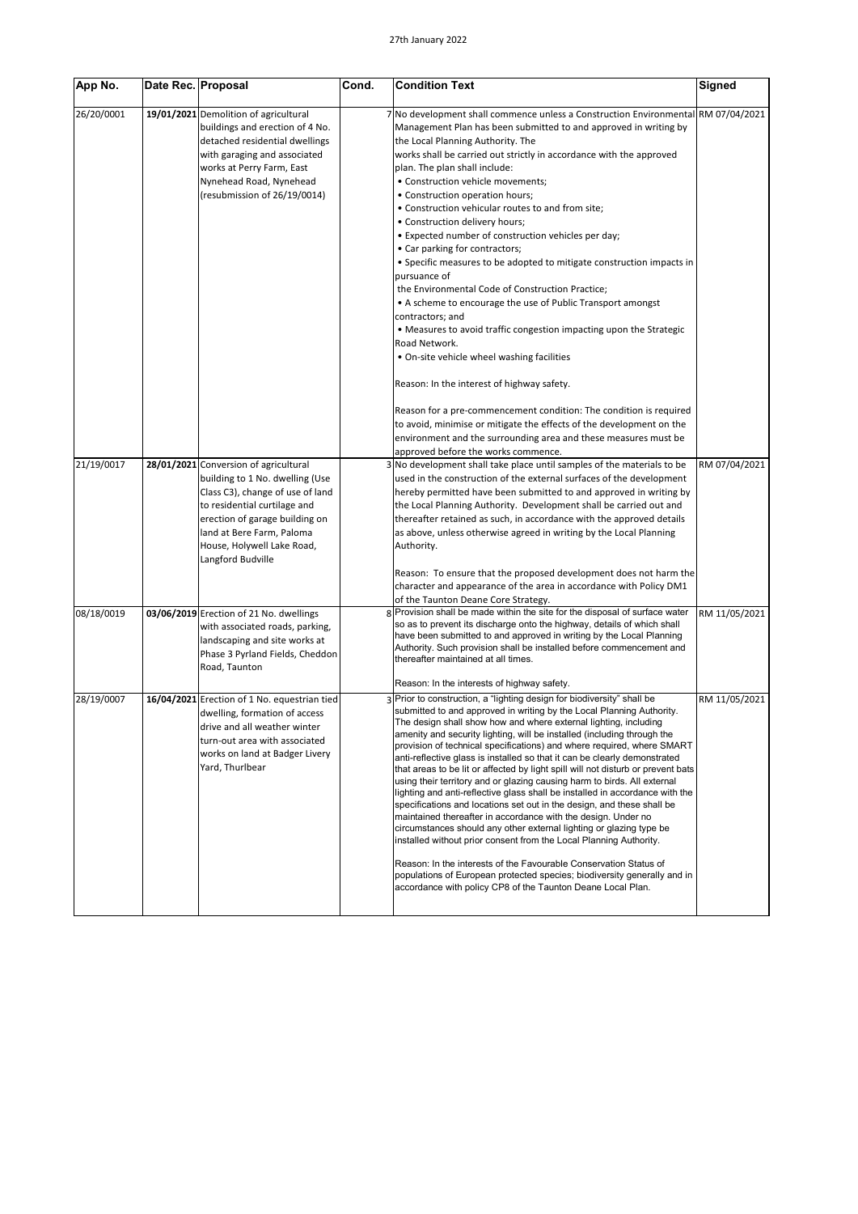| App No. | Date Rec. | Proposal | Cond. | Condition Text | Signed |
|---|---|---|---|---|---|
| 26/20/0001 | **19/01/2021** | Demolition of agricultural buildings and erection of 4 No. detached residential dwellings with garaging and associated works at Perry Farm, East Nynehead Road, Nynehead (resubmission of 26/19/0014) | 7 | No development shall commence unless a Construction Environmental Management Plan has been submitted to and approved in writing by the Local Planning Authority. The works shall be carried out strictly in accordance with the approved plan. The plan shall include:<br>• Construction vehicle movements;<br>• Construction operation hours;<br>• Construction vehicular routes to and from site;<br>• Construction delivery hours;<br>• Expected number of construction vehicles per day;<br>• Car parking for contractors;<br>• Specific measures to be adopted to mitigate construction impacts in pursuance of the Environmental Code of Construction Practice;<br>• A scheme to encourage the use of Public Transport amongst contractors; and<br>• Measures to avoid traffic congestion impacting upon the Strategic Road Network.<br>• On-site vehicle wheel washing facilities<br><br>Reason: In the interest of highway safety.<br><br>Reason for a pre-commencement condition: The condition is required to avoid, minimise or mitigate the effects of the development on the environment and the surrounding area and these measures must be approved before the works commence. | RM 07/04/2021 |
| 21/19/0017 | **28/01/2021** | Conversion of agricultural building to 1 No. dwelling (Use Class C3), change of use of land to residential curtilage and erection of garage building on land at Bere Farm, Paloma House, Holywell Lake Road, Langford Budville | 3 | No development shall take place until samples of the materials to be used in the construction of the external surfaces of the development hereby permitted have been submitted to and approved in writing by the Local Planning Authority. Development shall be carried out and thereafter retained as such, in accordance with the approved details as above, unless otherwise agreed in writing by the Local Planning Authority.<br><br>Reason: To ensure that the proposed development does not harm the character and appearance of the area in accordance with Policy DM1 of the Taunton Deane Core Strategy. | RM 07/04/2021 |
| 08/18/0019 | **03/06/2019** | Erection of 21 No. dwellings with associated roads, parking, landscaping and site works at Phase 3 Pyrland Fields, Cheddon Road, Taunton | 8 | Provision shall be made within the site for the disposal of surface water so as to prevent its discharge onto the highway, details of which shall have been submitted to and approved in writing by the Local Planning Authority. Such provision shall be installed before commencement and thereafter maintained at all times.<br><br>Reason: In the interests of highway safety. | RM 11/05/2021 |
| 28/19/0007 | **16/04/2021** | Erection of 1 No. equestrian tied dwelling, formation of access drive and all weather winter turn-out area with associated works on land at Badger Livery Yard, Thurlbear | 3 | Prior to construction, a "lighting design for biodiversity" shall be submitted to and approved in writing by the Local Planning Authority. The design shall show how and where external lighting, including amenity and security lighting, will be installed (including through the provision of technical specifications) and where required, where SMART anti-reflective glass is installed so that it can be clearly demonstrated that areas to be lit or affected by light spill will not disturb or prevent bats using their territory and or glazing causing harm to birds. All external lighting and anti-reflective glass shall be installed in accordance with the specifications and locations set out in the design, and these shall be maintained thereafter in accordance with the design. Under no circumstances should any other external lighting or glazing type be installed without prior consent from the Local Planning Authority.<br><br>Reason: In the interests of the Favourable Conservation Status of populations of European protected species; biodiversity generally and in accordance with policy CP8 of the Taunton Deane Local Plan. | RM 11/05/2021 |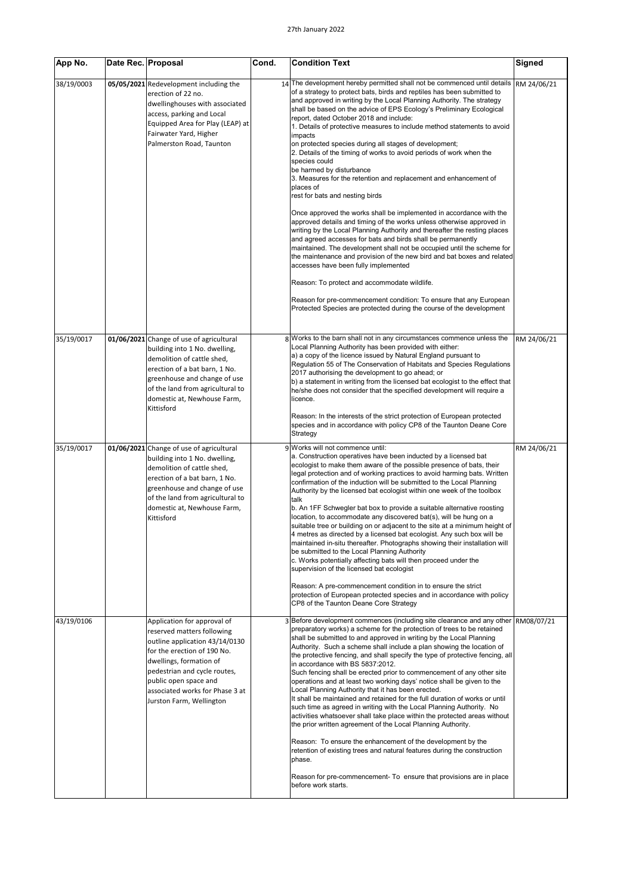27th January 2022

| App No. | Date Rec. | Proposal | Cond. | Condition Text | Signed |
|---|---|---|---|---|---|
| 38/19/0003 | 05/05/2021 | Redevelopment including the erection of 22 no. dwellinghouses with associated access, parking and Local Equipped Area for Play (LEAP) at Fairwater Yard, Higher Palmerston Road, Taunton | 14 | The development hereby permitted shall not be commenced until details of a strategy to protect bats, birds and reptiles has been submitted to and approved in writing by the Local Planning Authority. The strategy shall be based on the advice of EPS Ecology's Preliminary Ecological report, dated October 2018 and include:<br>1. Details of protective measures to include method statements to avoid impacts<br>on protected species during all stages of development;<br>2. Details of the timing of works to avoid periods of work when the species could<br>be harmed by disturbance<br>3. Measures for the retention and replacement and enhancement of places of<br>rest for bats and nesting birds<br><br>Once approved the works shall be implemented in accordance with the approved details and timing of the works unless otherwise approved in writing by the Local Planning Authority and thereafter the resting places and agreed accesses for bats and birds shall be permanently maintained. The development shall not be occupied until the scheme for the maintenance and provision of the new bird and bat boxes and related accesses have been fully implemented<br><br>Reason: To protect and accommodate wildlife.<br><br>Reason for pre-commencement condition: To ensure that any European Protected Species are protected during the course of the development | RM 24/06/21 |
| 35/19/0017 | 01/06/2021 | Change of use of agricultural building into 1 No. dwelling, demolition of cattle shed, erection of a bat barn, 1 No. greenhouse and change of use of the land from agricultural to domestic at, Newhouse Farm, Kittisford | 8 | Works to the barn shall not in any circumstances commence unless the Local Planning Authority has been provided with either:<br>a) a copy of the licence issued by Natural England pursuant to Regulation 55 of The Conservation of Habitats and Species Regulations 2017 authorising the development to go ahead; or<br>b) a statement in writing from the licensed bat ecologist to the effect that he/she does not consider that the specified development will require a licence.<br><br>Reason: In the interests of the strict protection of European protected species and in accordance with policy CP8 of the Taunton Deane Core Strategy | RM 24/06/21 |
| 35/19/0017 | 01/06/2021 | Change of use of agricultural building into 1 No. dwelling, demolition of cattle shed, erection of a bat barn, 1 No. greenhouse and change of use of the land from agricultural to domestic at, Newhouse Farm, Kittisford | 9 | Works will not commence until:<br>a. Construction operatives have been inducted by a licensed bat ecologist to make them aware of the possible presence of bats, their legal protection and of working practices to avoid harming bats. Written confirmation of the induction will be submitted to the Local Planning Authority by the licensed bat ecologist within one week of the toolbox talk<br>b. An 1FF Schwegler bat box to provide a suitable alternative roosting location, to accommodate any discovered bat(s), will be hung on a suitable tree or building on or adjacent to the site at a minimum height of 4 metres as directed by a licensed bat ecologist. Any such box will be maintained in-situ thereafter. Photographs showing their installation will be submitted to the Local Planning Authority<br>c. Works potentially affecting bats will then proceed under the supervision of the licensed bat ecologist<br><br>Reason: A pre-commencement condition in to ensure the strict protection of European protected species and in accordance with policy CP8 of the Taunton Deane Core Strategy | RM 24/06/21 |
| 43/19/0106 | | Application for approval of reserved matters following outline application 43/14/0130 for the erection of 190 No. dwellings, formation of pedestrian and cycle routes, public open space and associated works for Phase 3 at Jurston Farm, Wellington | 3 | Before development commences (including site clearance and any other preparatory works) a scheme for the protection of trees to be retained shall be submitted to and approved in writing by the Local Planning Authority. Such a scheme shall include a plan showing the location of the protective fencing, and shall specify the type of protective fencing, all in accordance with BS 5837:2012.<br>Such fencing shall be erected prior to commencement of any other site operations and at least two working days' notice shall be given to the Local Planning Authority that it has been erected.<br>It shall be maintained and retained for the full duration of works or until such time as agreed in writing with the Local Planning Authority. No activities whatsoever shall take place within the protected areas without the prior written agreement of the Local Planning Authority.<br><br>Reason: To ensure the enhancement of the development by the retention of existing trees and natural features during the construction phase.<br><br>Reason for pre-commencement- To ensure that provisions are in place before work starts. | RM08/07/21 |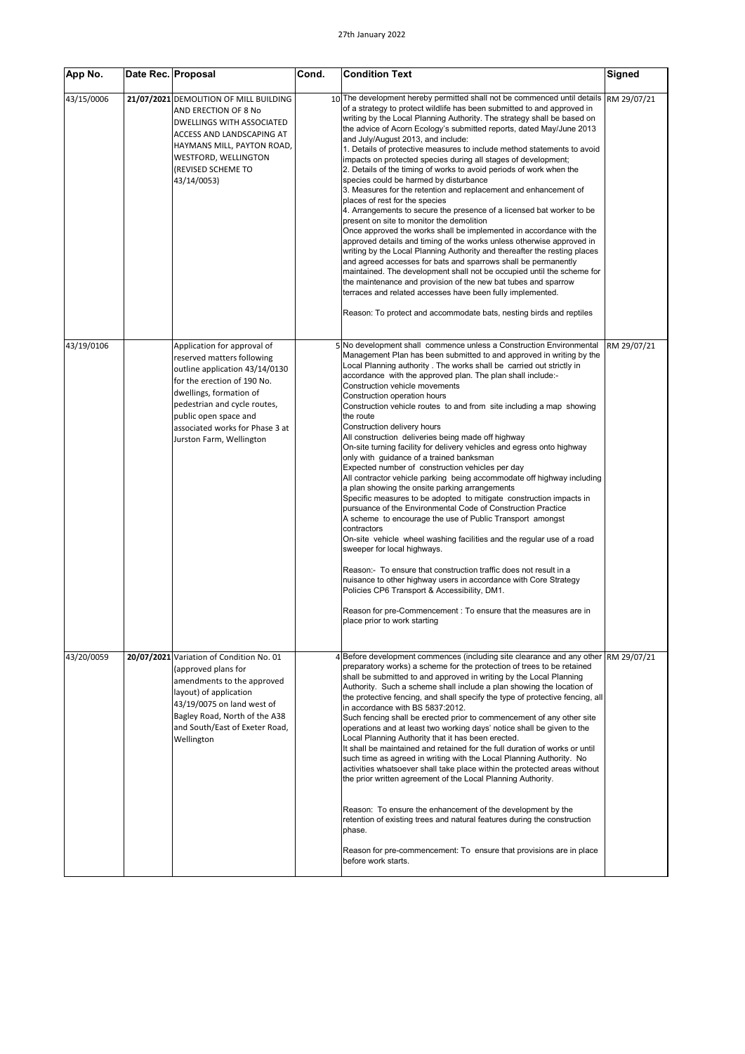| App No. | Date Rec. | Proposal | Cond. | Condition Text | Signed |
|---|---|---|---|---|---|
| 43/15/0006 | 21/07/2021 | DEMOLITION OF MILL BUILDING AND ERECTION OF 8 No DWELLINGS WITH ASSOCIATED ACCESS AND LANDSCAPING AT HAYMANS MILL, PAYTON ROAD, WESTFORD, WELLINGTON (REVISED SCHEME TO 43/14/0053) | 10 | The development hereby permitted shall not be commenced until details of a strategy to protect wildlife has been submitted to and approved in writing by the Local Planning Authority. The strategy shall be based on the advice of Acorn Ecology's submitted reports, dated May/June 2013 and July/August 2013, and include:<br>1. Details of protective measures to include method statements to avoid impacts on protected species during all stages of development;<br>2. Details of the timing of works to avoid periods of work when the species could be harmed by disturbance<br>3. Measures for the retention and replacement and enhancement of places of rest for the species<br>4. Arrangements to secure the presence of a licensed bat worker to be present on site to monitor the demolition<br>Once approved the works shall be implemented in accordance with the approved details and timing of the works unless otherwise approved in writing by the Local Planning Authority and thereafter the resting places and agreed accesses for bats and sparrows shall be permanently maintained. The development shall not be occupied until the scheme for the maintenance and provision of the new bat tubes and sparrow terraces and related accesses have been fully implemented.<br><br>Reason: To protect and accommodate bats, nesting birds and reptiles | RM 29/07/21 |
| 43/19/0106 | | Application for approval of reserved matters following outline application 43/14/0130 for the erection of 190 No. dwellings, formation of pedestrian and cycle routes, public open space and associated works for Phase 3 at Jurston Farm, Wellington | 5 | No development shall commence unless a Construction Environmental Management Plan has been submitted to and approved in writing by the Local Planning authority . The works shall be carried out strictly in accordance with the approved plan. The plan shall include:-<br>Construction vehicle movements<br>Construction operation hours<br>Construction vehicle routes to and from site including a map showing the route<br>Construction delivery hours<br>All construction deliveries being made off highway<br>On-site turning facility for delivery vehicles and egress onto highway only with guidance of a trained banksman<br>Expected number of construction vehicles per day<br>All contractor vehicle parking being accommodate off highway including a plan showing the onsite parking arrangements<br>Specific measures to be adopted to mitigate construction impacts in pursuance of the Environmental Code of Construction Practice<br>A scheme to encourage the use of Public Transport amongst contractors<br>On-site vehicle wheel washing facilities and the regular use of a road sweeper for local highways.<br><br>Reason:- To ensure that construction traffic does not result in a nuisance to other highway users in accordance with Core Strategy Policies CP6 Transport & Accessibility, DM1.<br><br>Reason for pre-Commencement : To ensure that the measures are in place prior to work starting | RM 29/07/21 |
| 43/20/0059 | 20/07/2021 | Variation of Condition No. 01 (approved plans for amendments to the approved layout) of application 43/19/0075 on land west of Bagley Road, North of the A38 and South/East of Exeter Road, Wellington | 4 | Before development commences (including site clearance and any other preparatory works) a scheme for the protection of trees to be retained shall be submitted to and approved in writing by the Local Planning Authority. Such a scheme shall include a plan showing the location of the protective fencing, and shall specify the type of protective fencing, all in accordance with BS 5837:2012.<br>Such fencing shall be erected prior to commencement of any other site operations and at least two working days' notice shall be given to the Local Planning Authority that it has been erected.<br>It shall be maintained and retained for the full duration of works or until such time as agreed in writing with the Local Planning Authority. No activities whatsoever shall take place within the protected areas without the prior written agreement of the Local Planning Authority.<br><br>Reason: To ensure the enhancement of the development by the retention of existing trees and natural features during the construction phase.<br><br>Reason for pre-commencement: To ensure that provisions are in place before work starts. | RM 29/07/21 |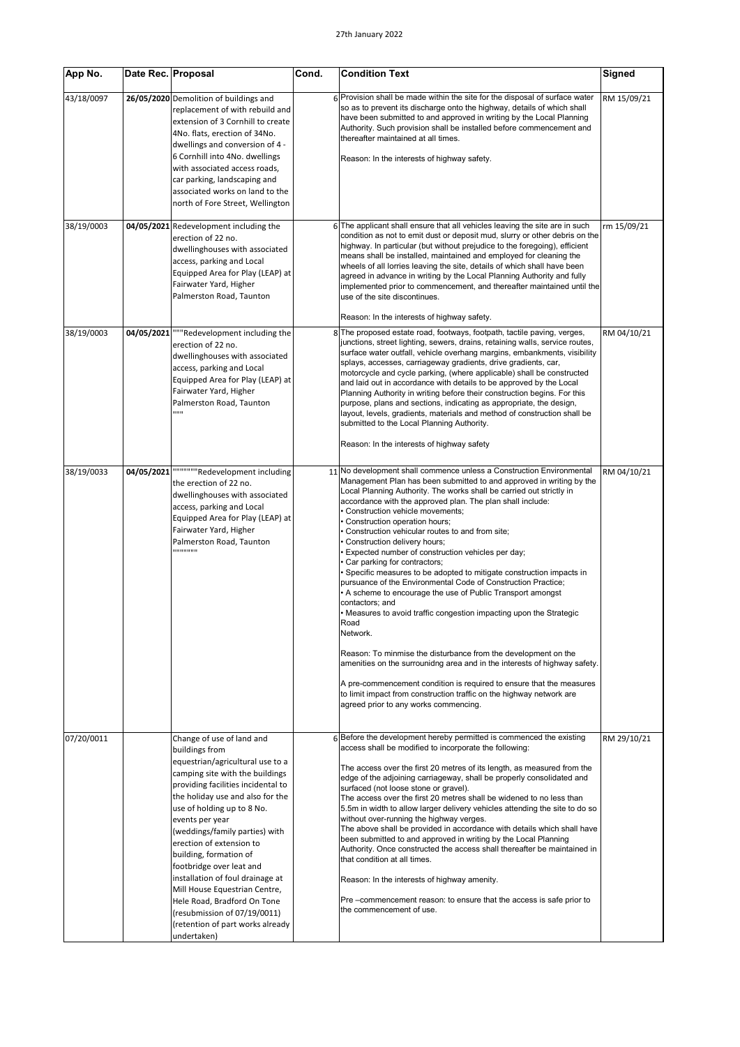27th January 2022

| App No. | Date Rec. | Proposal | Cond. | Condition Text | Signed |
|---|---|---|---|---|---|
| 43/18/0097 | **26/05/2020** | Demolition of buildings and replacement of with rebuild and extension of 3 Cornhill to create 4No. flats, erection of 34No. dwellings and conversion of 4 - 6 Cornhill into 4No. dwellings with associated access roads, car parking, landscaping and associated works on land to the north of Fore Street, Wellington | 6 | Provision shall be made within the site for the disposal of surface water so as to prevent its discharge onto the highway, details of which shall have been submitted to and approved in writing by the Local Planning Authority. Such provision shall be installed before commencement and thereafter maintained at all times.<br><br>Reason: In the interests of highway safety. | RM 15/09/21 |
| 38/19/0003 | **04/05/2021** | Redevelopment including the erection of 22 no. dwellinghouses with associated access, parking and Local Equipped Area for Play (LEAP) at Fairwater Yard, Higher Palmerston Road, Taunton | 6 | The applicant shall ensure that all vehicles leaving the site are in such condition as not to emit dust or deposit mud, slurry or other debris on the highway. In particular (but without prejudice to the foregoing), efficient means shall be installed, maintained and employed for cleaning the wheels of all lorries leaving the site, details of which shall have been agreed in advance in writing by the Local Planning Authority and fully implemented prior to commencement, and thereafter maintained until the use of the site discontinues.<br><br>Reason: In the interests of highway safety. | rm 15/09/21 |
| 38/19/0003 | **04/05/2021** | """Redevelopment including the erection of 22 no. dwellinghouses with associated access, parking and Local Equipped Area for Play (LEAP) at Fairwater Yard, Higher Palmerston Road, Taunton """ | 8 | The proposed estate road, footways, footpath, tactile paving, verges, junctions, street lighting, sewers, drains, retaining walls, service routes, surface water outfall, vehicle overhang margins, embankments, visibility splays, accesses, carriageway gradients, drive gradients, car, motorcycle and cycle parking, (where applicable) shall be constructed and laid out in accordance with details to be approved by the Local Planning Authority in writing before their construction begins. For this purpose, plans and sections, indicating as appropriate, the design, layout, levels, gradients, materials and method of construction shall be submitted to the Local Planning Authority.<br><br>Reason: In the interests of highway safety | RM 04/10/21 |
| 38/19/0033 | **04/05/2021** | """""""""Redevelopment including the erection of 22 no. dwellinghouses with associated access, parking and Local Equipped Area for Play (LEAP) at Fairwater Yard, Higher Palmerston Road, Taunton """"""""" | 11 | No development shall commence unless a Construction Environmental Management Plan has been submitted to and approved in writing by the Local Planning Authority. The works shall be carried out strictly in accordance with the approved plan. The plan shall include:<br>• Construction vehicle movements;<br>• Construction operation hours;<br>• Construction vehicular routes to and from site;<br>• Construction delivery hours;<br>• Expected number of construction vehicles per day;<br>• Car parking for contractors;<br>• Specific measures to be adopted to mitigate construction impacts in pursuance of the Environmental Code of Construction Practice;<br>• A scheme to encourage the use of Public Transport amongst contactors; and<br>• Measures to avoid traffic congestion impacting upon the Strategic Road Network.<br><br>Reason: To minmise the disturbance from the development on the amenities on the surrounidng area and in the interests of highway safety.<br><br>A pre-commencement condition is required to ensure that the measures to limit impact from construction traffic on the highway network are agreed prior to any works commencing. | RM 04/10/21 |
| 07/20/0011 | | Change of use of land and buildings from equestrian/agricultural use to a camping site with the buildings providing facilities incidental to the holiday use and also for the use of holding up to 8 No. events per year (weddings/family parties) with erection of extension to building, formation of footbridge over leat and installation of foul drainage at Mill House Equestrian Centre, Hele Road, Bradford On Tone (resubmission of 07/19/0011) (retention of part works already undertaken) | 6 | Before the development hereby permitted is commenced the existing access shall be modified to incorporate the following:<br><br>The access over the first 20 metres of its length, as measured from the edge of the adjoining carriageway, shall be properly consolidated and surfaced (not loose stone or gravel).<br>The access over the first 20 metres shall be widened to no less than 5.5m in width to allow larger delivery vehicles attending the site to do so without over-running the highway verges.<br>The above shall be provided in accordance with details which shall have been submitted to and approved in writing by the Local Planning Authority. Once constructed the access shall thereafter be maintained in that condition at all times.<br><br>Reason: In the interests of highway amenity.<br><br>Pre –commencement reason: to ensure that the access is safe prior to the commencement of use. | RM 29/10/21 |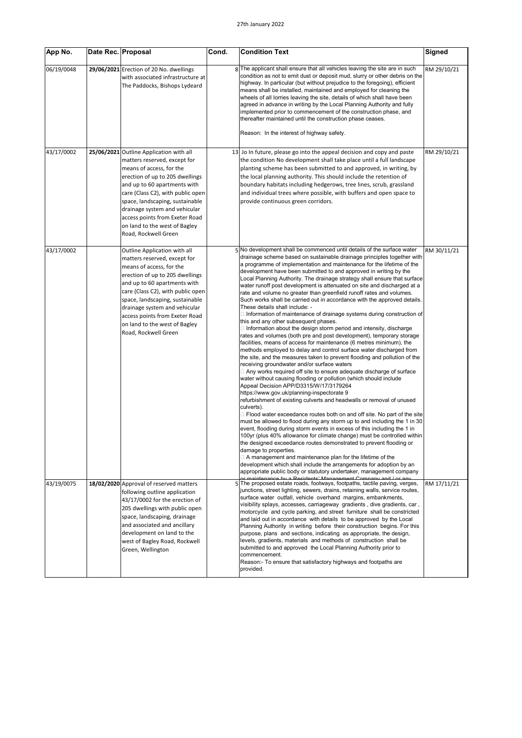27th January 2022

| App No. | Date Rec. | Proposal | Cond. | Condition Text | Signed |
|---|---|---|---|---|---|
| 06/19/0048 | 29/06/2021 | Erection of 20 No. dwellings with associated infrastructure at The Paddocks, Bishops Lydeard | 8 | The applicant shall ensure that all vehicles leaving the site are in such condition as not to emit dust or deposit mud, slurry or other debris on the highway. In particular (but without prejudice to the foregoing), efficient means shall be installed, maintained and employed for cleaning the wheels of all lorries leaving the site, details of which shall have been agreed in advance in writing by the Local Planning Authority and fully implemented prior to commencement of the construction phase, and thereafter maintained until the construction phase ceases.<br><br>Reason: In the interest of highway safety. | RM 29/10/21 |
| 43/17/0002 | 25/06/2021 | Outline Application with all matters reserved, except for means of access, for the erection of up to 205 dwellings and up to 60 apartments with care (Class C2), with public open space, landscaping, sustainable drainage system and vehicular access points from Exeter Road on land to the west of Bagley Road, Rockwell Green | 13 | Jo In future, please go into the appeal decision and copy and paste the condition No development shall take place until a full landscape planting scheme has been submitted to and approved, in writing, by the local planning authority. This should include the retention of boundary habitats including hedgerows, tree lines, scrub, grassland and individual trees where possible, with buffers and open space to provide continuous green corridors. | RM 29/10/21 |
| 43/17/0002 | | Outline Application with all matters reserved, except for means of access, for the erection of up to 205 dwellings and up to 60 apartments with care (Class C2), with public open space, landscaping, sustainable drainage system and vehicular access points from Exeter Road on land to the west of Bagley Road, Rockwell Green | 5 | No development shall be commenced until details of the surface water drainage scheme based on sustainable drainage principles together with a programme of implementation and maintenance for the lifetime of the development have been submitted to and approved in writing by the Local Planning Authority. The drainage strategy shall ensure that surface water runoff post development is attenuated on site and discharged at a rate and volume no greater than greenfield runoff rates and volumes. Such works shall be carried out in accordance with the approved details. These details shall include: -<br> Information of maintenance of drainage systems during construction of this and any other subsequent phases.<br> Information about the design storm period and intensity, discharge rates and volumes (both pre and post development), temporary storage facilities, means of access for maintenance (6 metres minimum), the methods employed to delay and control surface water discharged from the site, and the measures taken to prevent flooding and pollution of the receiving groundwater and/or surface waters<br> Any works required off site to ensure adequate discharge of surface water without causing flooding or pollution (which should include Appeal Decision APP/D3315/W/17/3179264 https://www.gov.uk/planning-inspectorate 9 refurbishment of existing culverts and headwalls or removal of unused culverts).<br> Flood water exceedance routes both on and off site. No part of the site must be allowed to flood during any storm up to and including the 1 in 30 event, flooding during storm events in excess of this including the 1 in 100yr (plus 40% allowance for climate change) must be controlled within the designed exceedance routes demonstrated to prevent flooding or damage to properties.<br> A management and maintenance plan for the lifetime of the development which shall include the arrangements for adoption by an appropriate public body or statutory undertaker, management company or maintenance by a Residents' Management Company and / or any | RM 30/11/21 |
| 43/19/0075 | 18/02/2020 | Approval of reserved matters following outline application 43/17/0002 for the erection of 205 dwellings with public open space, landscaping, drainage and associated and ancillary development on land to the west of Bagley Road, Rockwell Green, Wellington | 5 | The proposed estate roads, footways, footpaths, tactile paving, verges, junctions, street lighting, sewers, drains, retaining walls, service routes, surface water outfall, vehicle overhand margins, embankments, visibility splays, accesses, carriageway gradients , dive gradients, car , motorcycle and cycle parking, and street furniture shall be constricted and laid out in accordance with details to be approved by the Local Planning Authority in writing before their construction begins. For this purpose, plans and sections, indicating as appropriate, the design, levels, gradients, materials and methods of construction shall be submitted to and approved the Local Planning Authority prior to commencement.<br>Reason:- To ensure that satisfactory highways and footpaths are provided. | RM 17/11/21 |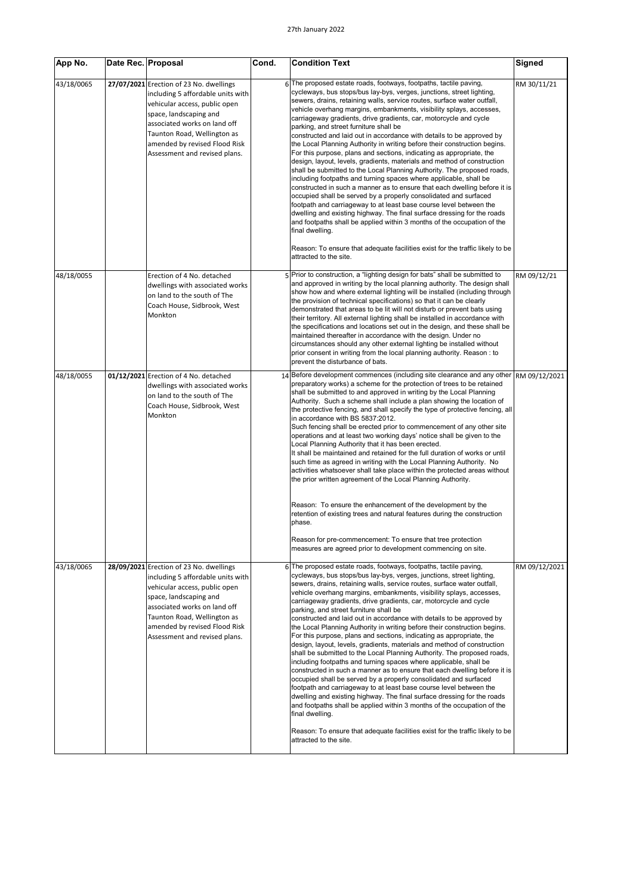27th January 2022

| App No. | Date Rec. | Proposal | Cond. | Condition Text | Signed |
|---|---|---|---|---|---|
| 43/18/0065 | **27/07/2021** | Erection of 23 No. dwellings including 5 affordable units with vehicular access, public open space, landscaping and associated works on land off Taunton Road, Wellington as amended by revised Flood Risk Assessment and revised plans. | 6 | The proposed estate roads, footways, footpaths, tactile paving, cycleways, bus stops/bus lay-bys, verges, junctions, street lighting, sewers, drains, retaining walls, service routes, surface water outfall, vehicle overhang margins, embankments, visibility splays, accesses, carriageway gradients, drive gradients, car, motorcycle and cycle parking, and street furniture shall be constructed and laid out in accordance with details to be approved by the Local Planning Authority in writing before their construction begins. For this purpose, plans and sections, indicating as appropriate, the design, layout, levels, gradients, materials and method of construction shall be submitted to the Local Planning Authority. The proposed roads, including footpaths and turning spaces where applicable, shall be constructed in such a manner as to ensure that each dwelling before it is occupied shall be served by a properly consolidated and surfaced footpath and carriageway to at least base course level between the dwelling and existing highway. The final surface dressing for the roads and footpaths shall be applied within 3 months of the occupation of the final dwelling.<br><br>Reason: To ensure that adequate facilities exist for the traffic likely to be attracted to the site. | RM 30/11/21 |
| 48/18/0055 | | Erection of 4 No. detached dwellings with associated works on land to the south of The Coach House, Sidbrook, West Monkton | 5 | Prior to construction, a "lighting design for bats" shall be submitted to and approved in writing by the local planning authority. The design shall show how and where external lighting will be installed (including through the provision of technical specifications) so that it can be clearly demonstrated that areas to be lit will not disturb or prevent bats using their territory. All external lighting shall be installed in accordance with the specifications and locations set out in the design, and these shall be maintained thereafter in accordance with the design. Under no circumstances should any other external lighting be installed without prior consent in writing from the local planning authority. Reason : to prevent the disturbance of bats. | RM 09/12/21 |
| 48/18/0055 | **01/12/2021** | Erection of 4 No. detached dwellings with associated works on land to the south of The Coach House, Sidbrook, West Monkton | 14 | Before development commences (including site clearance and any other preparatory works) a scheme for the protection of trees to be retained shall be submitted to and approved in writing by the Local Planning Authority. Such a scheme shall include a plan showing the location of the protective fencing, and shall specify the type of protective fencing, all in accordance with BS 5837:2012.<br>Such fencing shall be erected prior to commencement of any other site operations and at least two working days' notice shall be given to the Local Planning Authority that it has been erected.<br>It shall be maintained and retained for the full duration of works or until such time as agreed in writing with the Local Planning Authority. No activities whatsoever shall take place within the protected areas without the prior written agreement of the Local Planning Authority.<br><br>Reason: To ensure the enhancement of the development by the retention of existing trees and natural features during the construction phase.<br><br>Reason for pre-commencement: To ensure that tree protection measures are agreed prior to development commencing on site. | RM 09/12/2021 |
| 43/18/0065 | **28/09/2021** | Erection of 23 No. dwellings including 5 affordable units with vehicular access, public open space, landscaping and associated works on land off Taunton Road, Wellington as amended by revised Flood Risk Assessment and revised plans. | 6 | The proposed estate roads, footways, footpaths, tactile paving, cycleways, bus stops/bus lay-bys, verges, junctions, street lighting, sewers, drains, retaining walls, service routes, surface water outfall, vehicle overhang margins, embankments, visibility splays, accesses, carriageway gradients, drive gradients, car, motorcycle and cycle parking, and street furniture shall be constructed and laid out in accordance with details to be approved by the Local Planning Authority in writing before their construction begins. For this purpose, plans and sections, indicating as appropriate, the design, layout, levels, gradients, materials and method of construction shall be submitted to the Local Planning Authority. The proposed roads, including footpaths and turning spaces where applicable, shall be constructed in such a manner as to ensure that each dwelling before it is occupied shall be served by a properly consolidated and surfaced footpath and carriageway to at least base course level between the dwelling and existing highway. The final surface dressing for the roads and footpaths shall be applied within 3 months of the occupation of the final dwelling.<br><br>Reason: To ensure that adequate facilities exist for the traffic likely to be attracted to the site. | RM 09/12/2021 |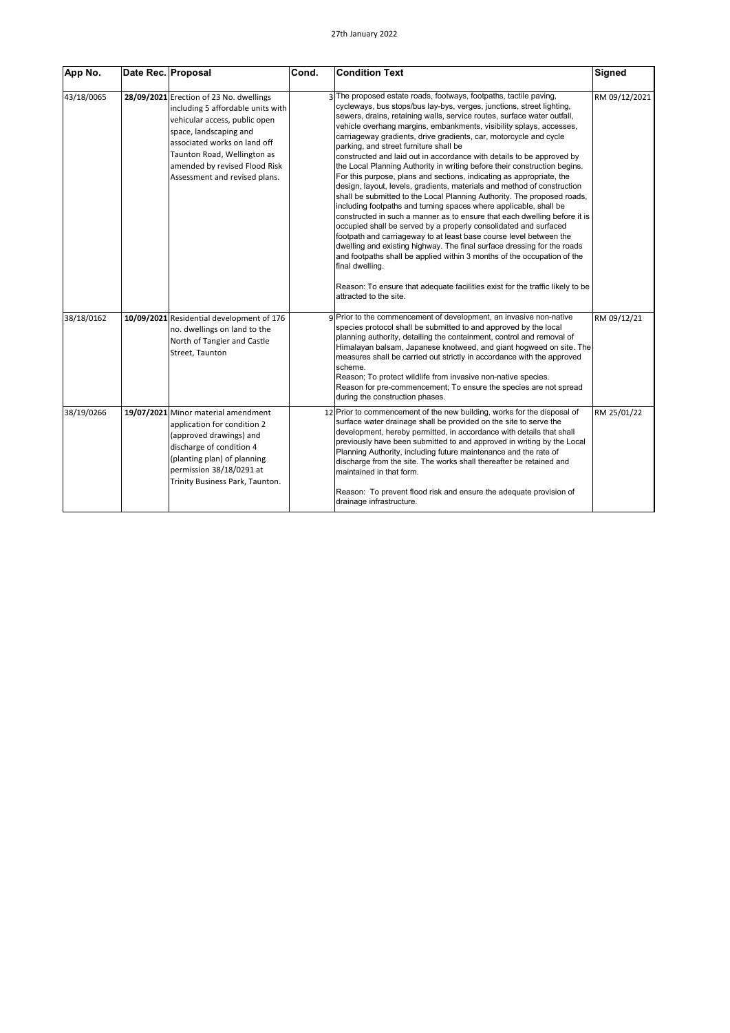27th January 2022

| App No. | Date Rec. | Proposal | Cond. | Condition Text | Signed |
|---|---|---|---|---|---|
| 43/18/0065 | **28/09/2021** | Erection of 23 No. dwellings including 5 affordable units with vehicular access, public open space, landscaping and associated works on land off Taunton Road, Wellington as amended by revised Flood Risk Assessment and revised plans. | 3 | The proposed estate roads, footways, footpaths, tactile paving, cycleways, bus stops/bus lay-bys, verges, junctions, street lighting, sewers, drains, retaining walls, service routes, surface water outfall, vehicle overhang margins, embankments, visibility splays, accesses, carriageway gradients, drive gradients, car, motorcycle and cycle parking, and street furniture shall be constructed and laid out in accordance with details to be approved by the Local Planning Authority in writing before their construction begins. For this purpose, plans and sections, indicating as appropriate, the design, layout, levels, gradients, materials and method of construction shall be submitted to the Local Planning Authority. The proposed roads, including footpaths and turning spaces where applicable, shall be constructed in such a manner as to ensure that each dwelling before it is occupied shall be served by a properly consolidated and surfaced footpath and carriageway to at least base course level between the dwelling and existing highway. The final surface dressing for the roads and footpaths shall be applied within 3 months of the occupation of the final dwelling.<br><br>Reason: To ensure that adequate facilities exist for the traffic likely to be attracted to the site. | RM 09/12/2021 |
| 38/18/0162 | **10/09/2021** | Residential development of 176 no. dwellings on land to the North of Tangier and Castle Street, Taunton | 9 | Prior to the commencement of development, an invasive non-native species protocol shall be submitted to and approved by the local planning authority, detailing the containment, control and removal of Himalayan balsam, Japanese knotweed, and giant hogweed on site. The measures shall be carried out strictly in accordance with the approved scheme.<br>Reason; To protect wildlife from invasive non-native species.<br>Reason for pre-commencement; To ensure the species are not spread during the construction phases. | RM 09/12/21 |
| 38/19/0266 | **19/07/2021** | Minor material amendment application for condition 2 (approved drawings) and discharge of condition 4 (planting plan) of planning permission 38/18/0291 at Trinity Business Park, Taunton. | 12 | Prior to commencement of the new building, works for the disposal of surface water drainage shall be provided on the site to serve the development, hereby permitted, in accordance with details that shall previously have been submitted to and approved in writing by the Local Planning Authority, including future maintenance and the rate of discharge from the site. The works shall thereafter be retained and maintained in that form.<br><br>Reason: To prevent flood risk and ensure the adequate provision of drainage infrastructure. | RM 25/01/22 |